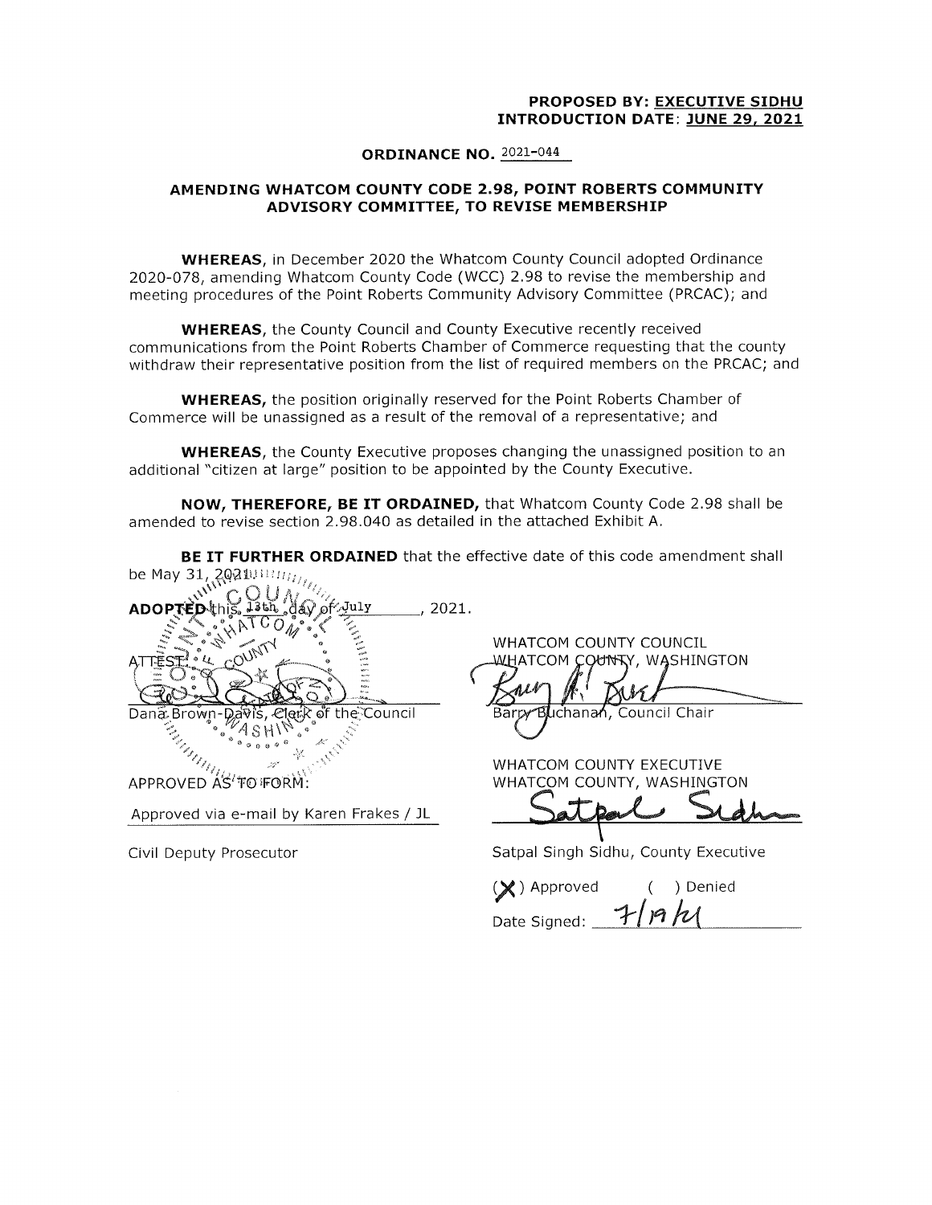**PROPOSED BY: EXECUTIVE SIDHU**
**INTRODUCTION DATE: JUNE 29, 2021**

**ORDINANCE NO.** 2021-044

**AMENDING WHATCOM COUNTY CODE 2.98, POINT ROBERTS COMMUNITY ADVISORY COMMITTEE, TO REVISE MEMBERSHIP**

**WHEREAS**, in December 2020 the Whatcom County Council adopted Ordinance 2020-078, amending Whatcom County Code (WCC) 2.98 to revise the membership and meeting procedures of the Point Roberts Community Advisory Committee (PRCAC); and

**WHEREAS**, the County Council and County Executive recently received communications from the Point Roberts Chamber of Commerce requesting that the county withdraw their representative position from the list of required members on the PRCAC; and

**WHEREAS,** the position originally reserved for the Point Roberts Chamber of Commerce will be unassigned as a result of the removal of a representative; and

**WHEREAS**, the County Executive proposes changing the unassigned position to an additional "citizen at large" position to be appointed by the County Executive.

**NOW, THEREFORE, BE IT ORDAINED,** that Whatcom County Code 2.98 shall be amended to revise section 2.98.040 as detailed in the attached Exhibit A.

**BE IT FURTHER ORDAINED** that the effective date of this code amendment shall be May 31, 2021.

**ADOPTED** this 13th day of July, 2021.

ATTEST:

Dana Brown-Davis, Clerk of the Council

APPROVED AS TO FORM:

Approved via e-mail by Karen Frakes / JL

Civil Deputy Prosecutor

WHATCOM COUNTY COUNCIL
WHATCOM COUNTY, WASHINGTON

Barry Buchanan, Council Chair

WHATCOM COUNTY EXECUTIVE
WHATCOM COUNTY, WASHINGTON

Satpal Singh Sidhu, County Executive

( X ) Approved ( ) Denied

Date Signed: 7/19/21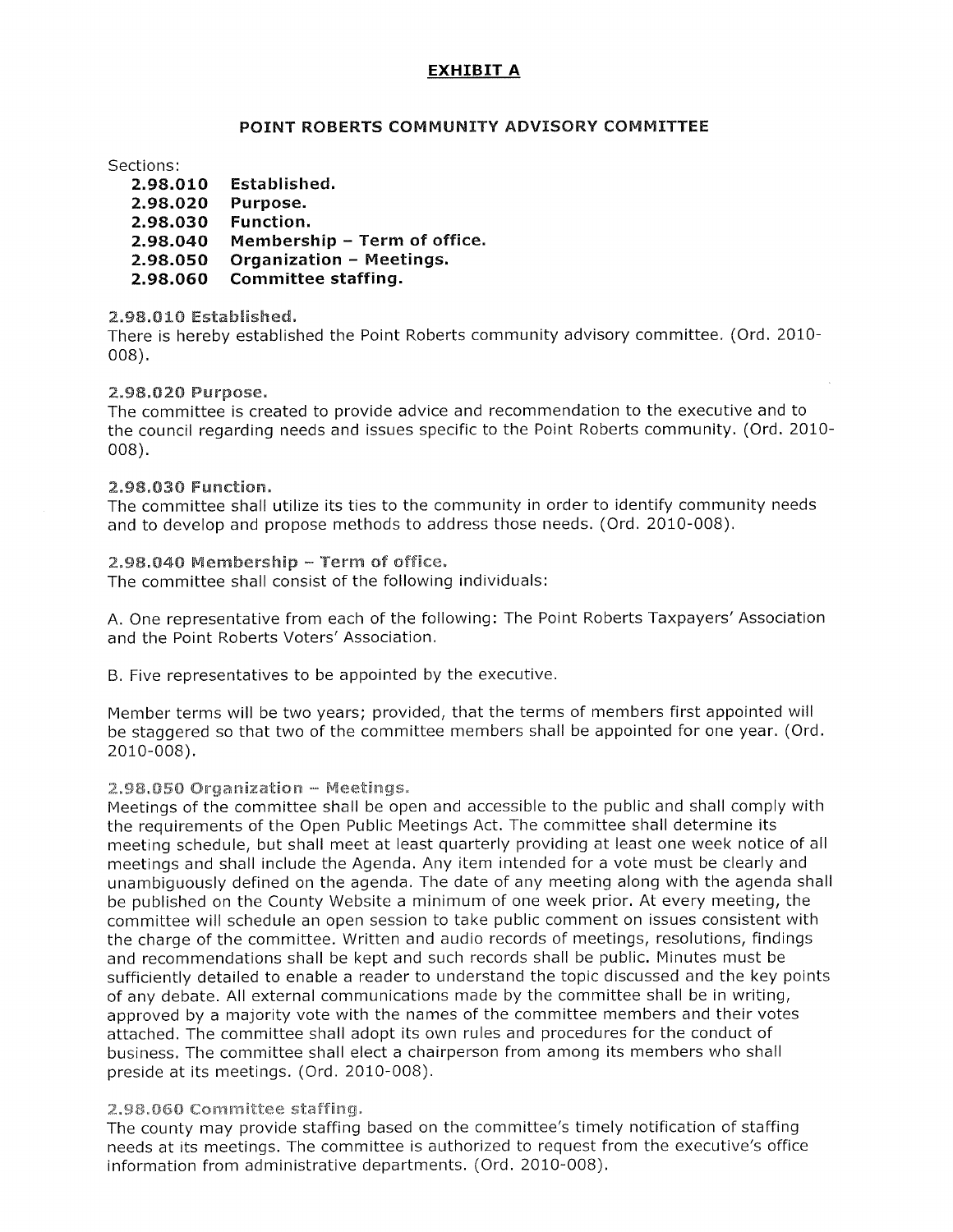# EXHIBIT A

## POINT ROBERTS COMMUNITY ADVISORY COMMITTEE

Sections:

**2.98.010 Established.**
**2.98.020 Purpose.**
**2.98.030 Function.**
**2.98.040 Membership – Term of office.**
**2.98.050 Organization – Meetings.**
**2.98.060 Committee staffing.**

### 2.98.010 Established.

There is hereby established the Point Roberts community advisory committee. (Ord. 2010-008).

### 2.98.020 Purpose.

The committee is created to provide advice and recommendation to the executive and to the council regarding needs and issues specific to the Point Roberts community. (Ord. 2010-008).

### 2.98.030 Function.

The committee shall utilize its ties to the community in order to identify community needs and to develop and propose methods to address those needs. (Ord. 2010-008).

### 2.98.040 Membership – Term of office.

The committee shall consist of the following individuals:

A. One representative from each of the following: The Point Roberts Taxpayers' Association and the Point Roberts Voters' Association.

B. Five representatives to be appointed by the executive.

Member terms will be two years; provided, that the terms of members first appointed will be staggered so that two of the committee members shall be appointed for one year. (Ord. 2010-008).

### 2.98.050 Organization – Meetings.

Meetings of the committee shall be open and accessible to the public and shall comply with the requirements of the Open Public Meetings Act. The committee shall determine its meeting schedule, but shall meet at least quarterly providing at least one week notice of all meetings and shall include the Agenda. Any item intended for a vote must be clearly and unambiguously defined on the agenda. The date of any meeting along with the agenda shall be published on the County Website a minimum of one week prior. At every meeting, the committee will schedule an open session to take public comment on issues consistent with the charge of the committee. Written and audio records of meetings, resolutions, findings and recommendations shall be kept and such records shall be public. Minutes must be sufficiently detailed to enable a reader to understand the topic discussed and the key points of any debate. All external communications made by the committee shall be in writing, approved by a majority vote with the names of the committee members and their votes attached. The committee shall adopt its own rules and procedures for the conduct of business. The committee shall elect a chairperson from among its members who shall preside at its meetings. (Ord. 2010-008).

### 2.98.060 Committee staffing.

The county may provide staffing based on the committee's timely notification of staffing needs at its meetings. The committee is authorized to request from the executive's office information from administrative departments. (Ord. 2010-008).